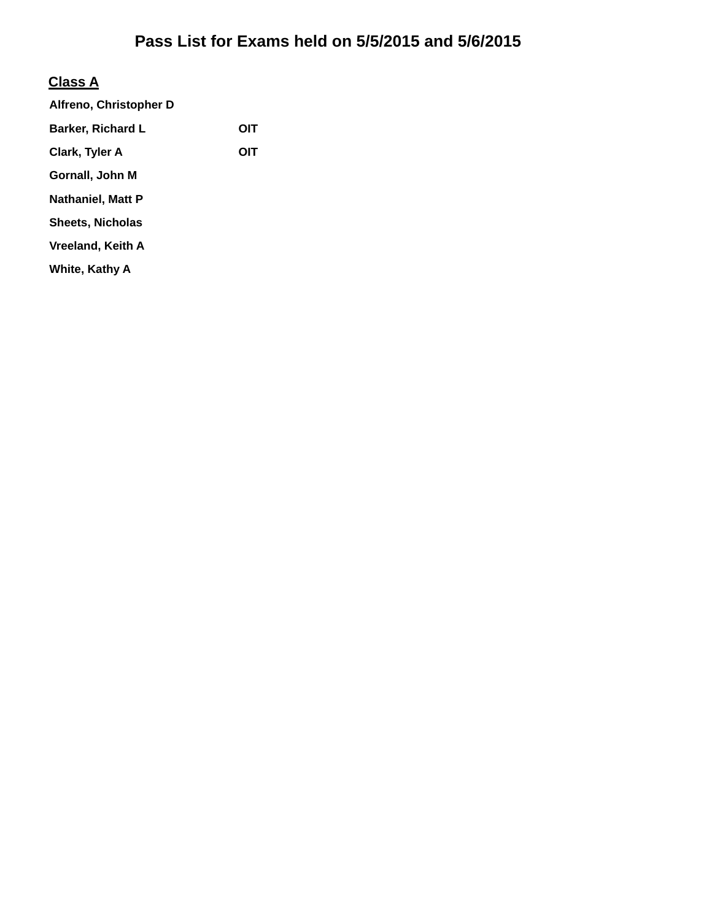# Pass List for Exams held on 5/5/2015 and 5/6/2015

## Class A

| | |
|---|---|
| **Alfreno, Christopher D** | |
| **Barker, Richard L** | **OIT** |
| **Clark, Tyler A** | **OIT** |
| **Gornall, John M** | |
| **Nathaniel, Matt P** | |
| **Sheets, Nicholas** | |
| **Vreeland, Keith A** | |
| **White, Kathy A** | |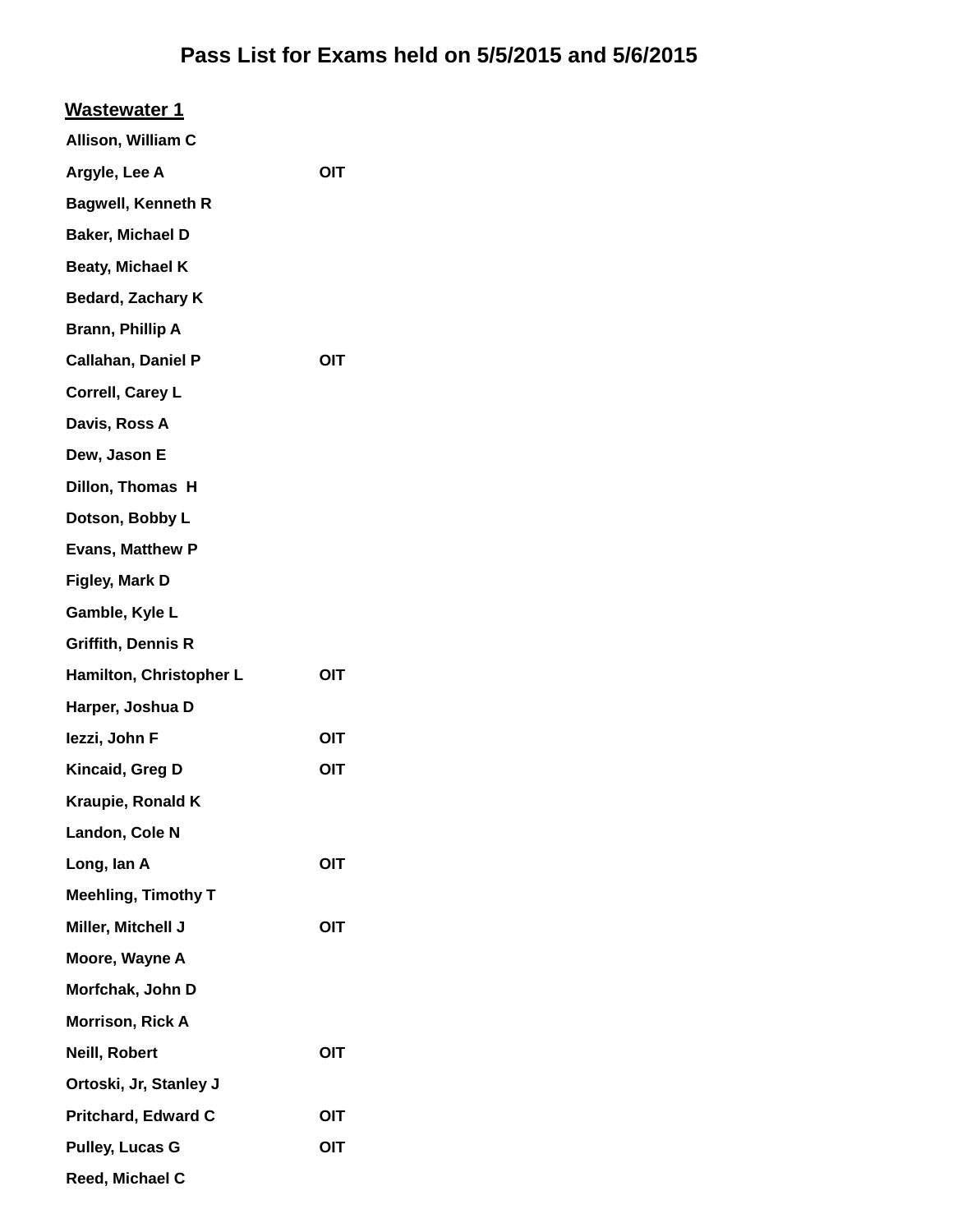# Pass List for Exams held on 5/5/2015 and 5/6/2015

## Wastewater 1

| Name | |
|---|---|
| Allison, William C | |
| Argyle, Lee A | OIT |
| Bagwell, Kenneth R | |
| Baker, Michael D | |
| Beaty, Michael K | |
| Bedard, Zachary K | |
| Brann, Phillip A | |
| Callahan, Daniel P | OIT |
| Correll, Carey L | |
| Davis, Ross A | |
| Dew, Jason E | |
| Dillon, Thomas H | |
| Dotson, Bobby L | |
| Evans, Matthew P | |
| Figley, Mark D | |
| Gamble, Kyle L | |
| Griffith, Dennis R | |
| Hamilton, Christopher L | OIT |
| Harper, Joshua D | |
| Iezzi, John F | OIT |
| Kincaid, Greg D | OIT |
| Kraupie, Ronald K | |
| Landon, Cole N | |
| Long, Ian A | OIT |
| Meehling, Timothy T | |
| Miller, Mitchell J | OIT |
| Moore, Wayne A | |
| Morfchak, John D | |
| Morrison, Rick A | |
| Neill, Robert | OIT |
| Ortoski, Jr, Stanley J | |
| Pritchard, Edward C | OIT |
| Pulley, Lucas G | OIT |
| Reed, Michael C | |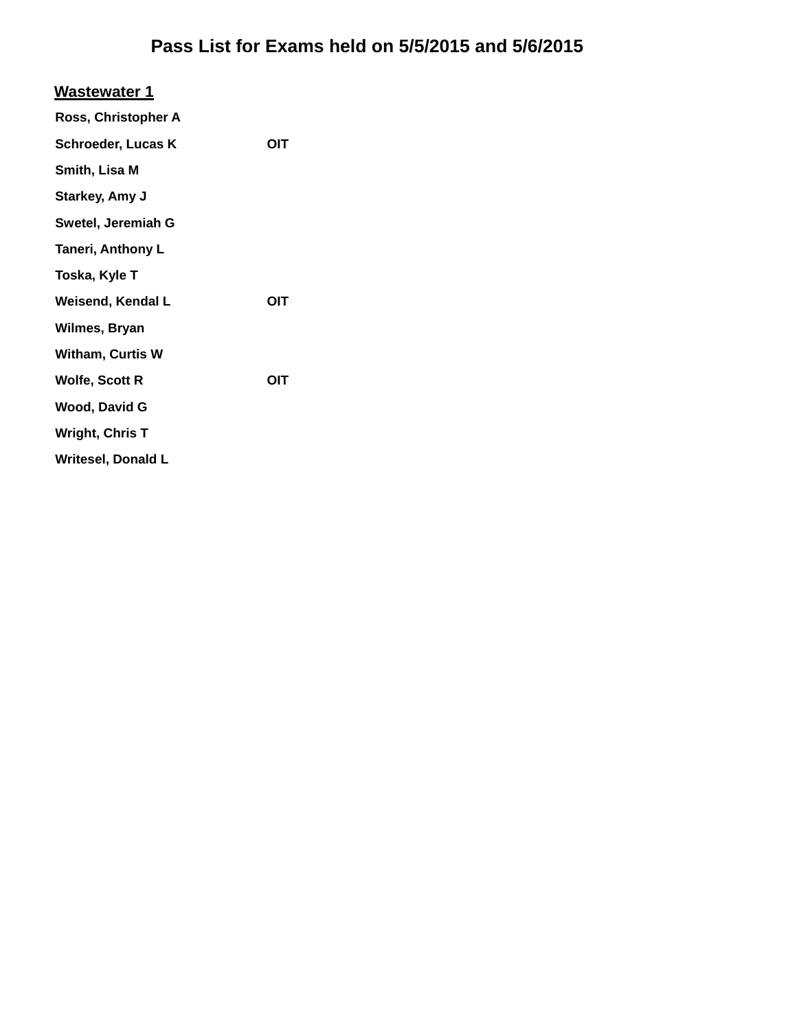# Pass List for Exams held on 5/5/2015 and 5/6/2015

## Wastewater 1

| | |
|---|---|
| Ross, Christopher A | |
| Schroeder, Lucas K | OIT |
| Smith, Lisa M | |
| Starkey, Amy J | |
| Swetel, Jeremiah G | |
| Taneri, Anthony L | |
| Toska, Kyle T | |
| Weisend, Kendal L | OIT |
| Wilmes, Bryan | |
| Witham, Curtis W | |
| Wolfe, Scott R | OIT |
| Wood, David G | |
| Wright, Chris T | |
| Writesel, Donald L | |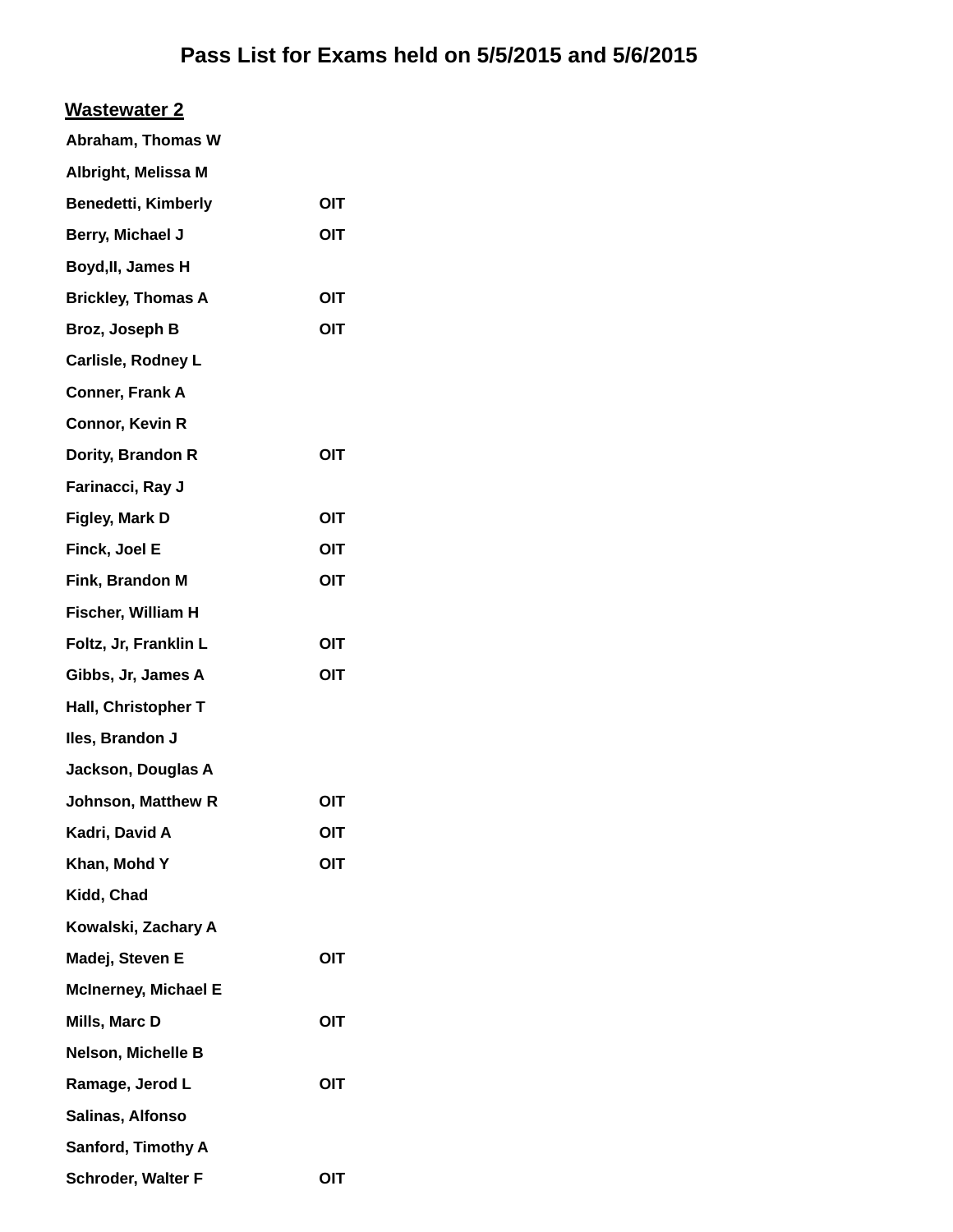# Pass List for Exams held on 5/5/2015 and 5/6/2015

## Wastewater 2

| Name | |
|---|---|
| Abraham, Thomas W | |
| Albright, Melissa M | |
| Benedetti, Kimberly | OIT |
| Berry, Michael J | OIT |
| Boyd,II, James H | |
| Brickley, Thomas A | OIT |
| Broz, Joseph B | OIT |
| Carlisle, Rodney L | |
| Conner, Frank A | |
| Connor, Kevin R | |
| Dority, Brandon R | OIT |
| Farinacci, Ray J | |
| Figley, Mark D | OIT |
| Finck, Joel E | OIT |
| Fink, Brandon M | OIT |
| Fischer, William H | |
| Foltz, Jr, Franklin L | OIT |
| Gibbs, Jr, James A | OIT |
| Hall, Christopher T | |
| Iles, Brandon J | |
| Jackson, Douglas A | |
| Johnson, Matthew R | OIT |
| Kadri, David A | OIT |
| Khan, Mohd Y | OIT |
| Kidd, Chad | |
| Kowalski, Zachary A | |
| Madej, Steven E | OIT |
| McInerney, Michael E | |
| Mills, Marc D | OIT |
| Nelson, Michelle B | |
| Ramage, Jerod L | OIT |
| Salinas, Alfonso | |
| Sanford, Timothy A | |
| Schroder, Walter F | OIT |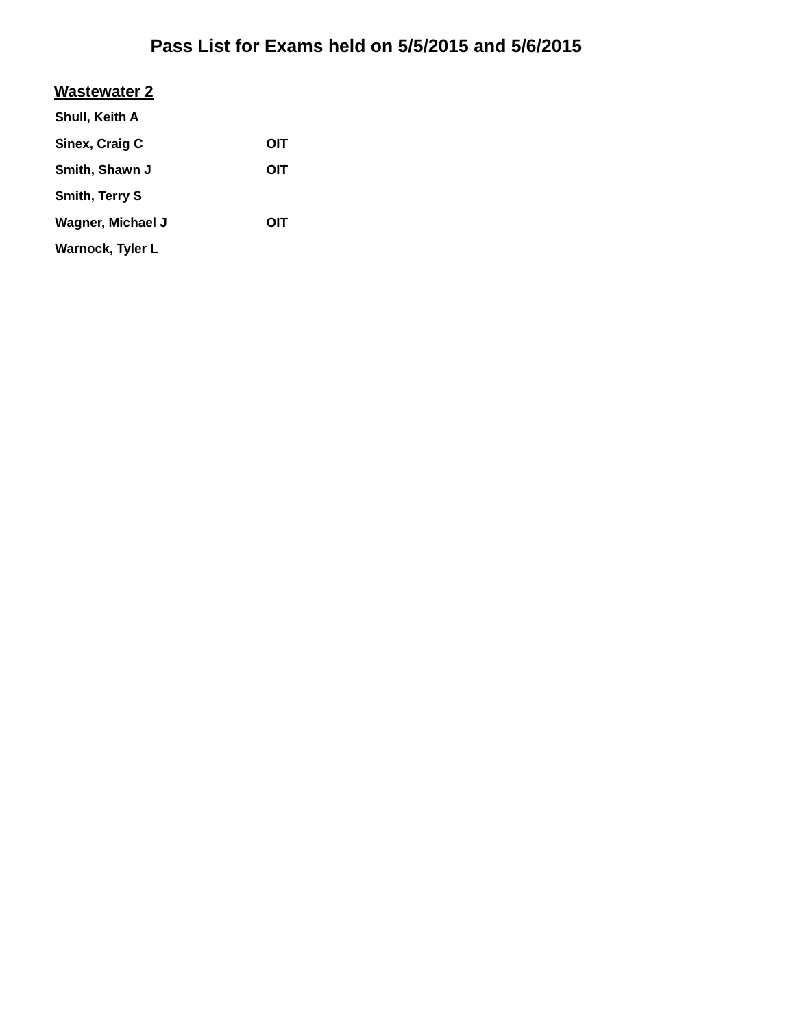# Pass List for Exams held on 5/5/2015 and 5/6/2015

## Wastewater 2

| | |
|---|---|
| **Shull, Keith A** | |
| **Sinex, Craig C** | **OIT** |
| **Smith, Shawn J** | **OIT** |
| **Smith, Terry S** | |
| **Wagner, Michael J** | **OIT** |
| **Warnock, Tyler L** | |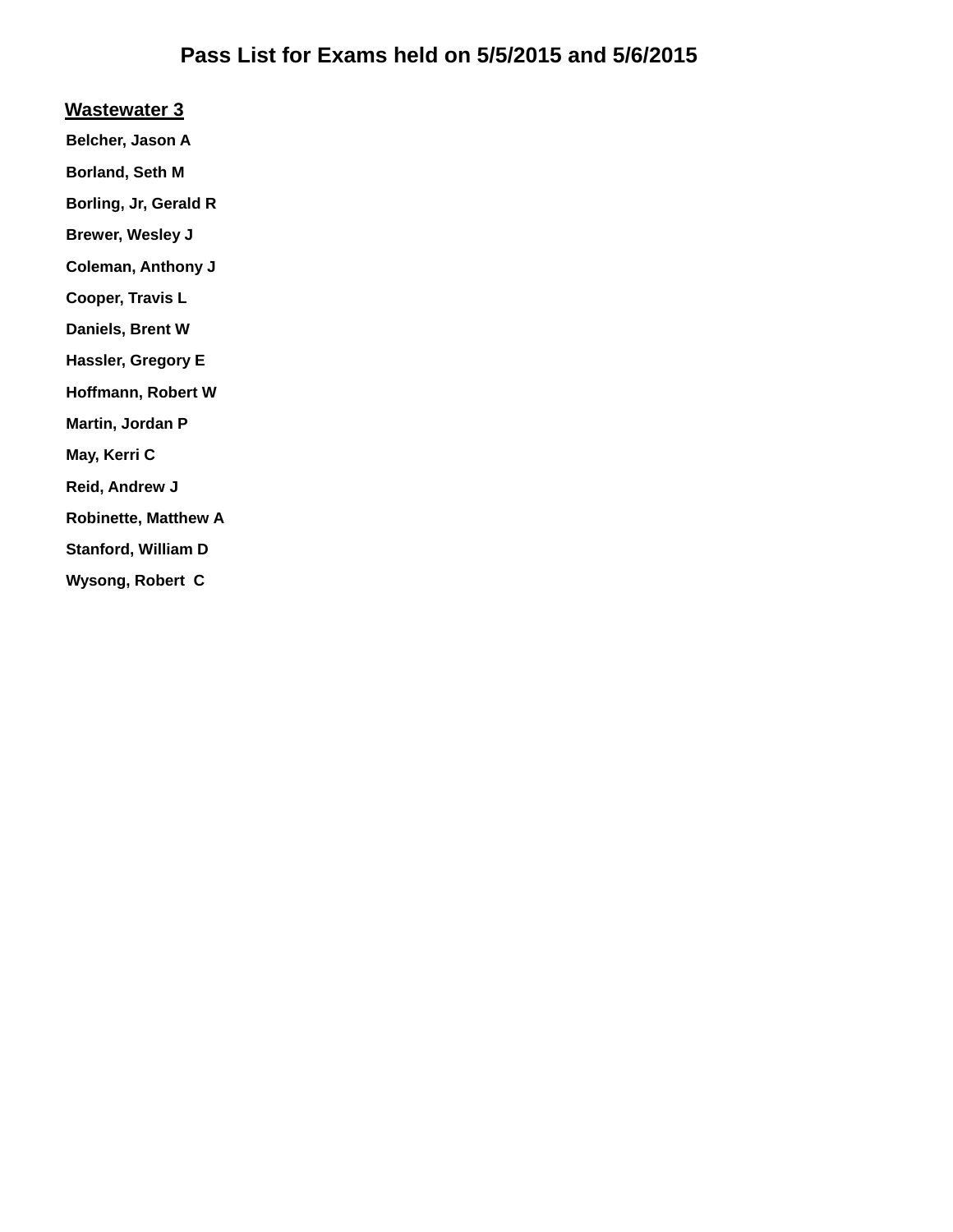# Pass List for Exams held on 5/5/2015 and 5/6/2015

## Wastewater 3

**Belcher, Jason A**

**Borland, Seth M**

**Borling, Jr, Gerald R**

**Brewer, Wesley J**

**Coleman, Anthony J**

**Cooper, Travis L**

**Daniels, Brent W**

**Hassler, Gregory E**

**Hoffmann, Robert W**

**Martin, Jordan P**

**May, Kerri C**

**Reid, Andrew J**

**Robinette, Matthew A**

**Stanford, William D**

**Wysong, Robert C**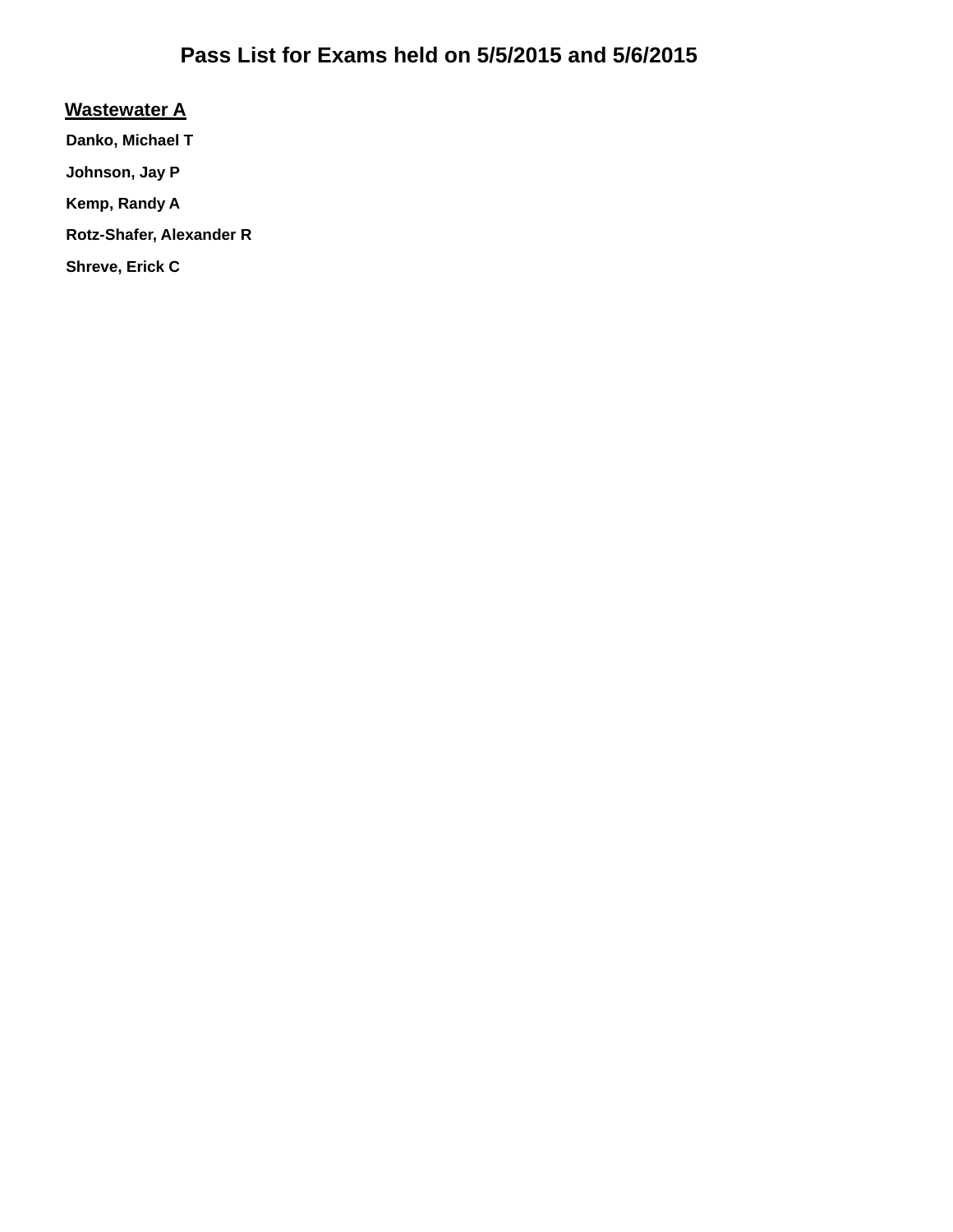# Pass List for Exams held on 5/5/2015 and 5/6/2015

## Wastewater A

**Danko, Michael T**

**Johnson, Jay P**

**Kemp, Randy A**

**Rotz-Shafer, Alexander R**

**Shreve, Erick C**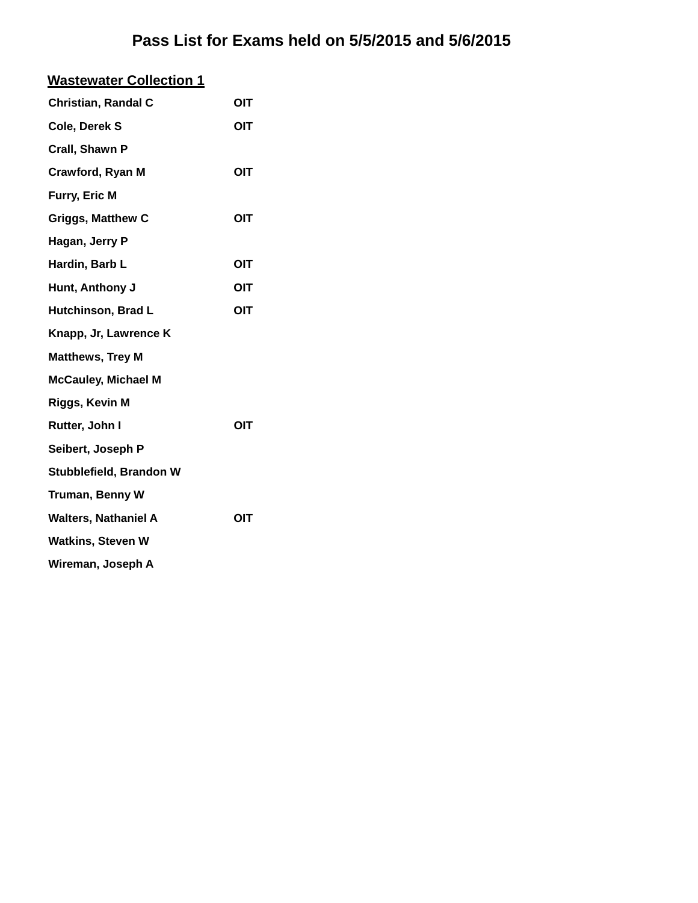# Pass List for Exams held on 5/5/2015 and 5/6/2015

## Wastewater Collection 1

| Name | |
|---|---|
| Christian, Randal C | OIT |
| Cole, Derek S | OIT |
| Crall, Shawn P | |
| Crawford, Ryan M | OIT |
| Furry, Eric M | |
| Griggs, Matthew C | OIT |
| Hagan, Jerry P | |
| Hardin, Barb L | OIT |
| Hunt, Anthony J | OIT |
| Hutchinson, Brad L | OIT |
| Knapp, Jr, Lawrence K | |
| Matthews, Trey M | |
| McCauley, Michael M | |
| Riggs, Kevin M | |
| Rutter, John I | OIT |
| Seibert, Joseph P | |
| Stubblefield, Brandon W | |
| Truman, Benny W | |
| Walters, Nathaniel A | OIT |
| Watkins, Steven W | |
| Wireman, Joseph A | |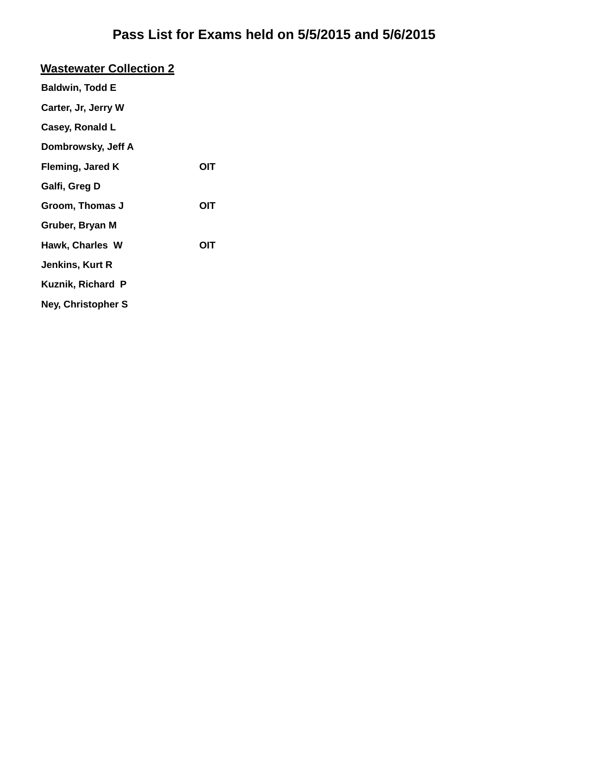# Pass List for Exams held on 5/5/2015 and 5/6/2015

## Wastewater Collection 2

| Name | |
|---|---|
| Baldwin, Todd E | |
| Carter, Jr, Jerry W | |
| Casey, Ronald L | |
| Dombrowsky, Jeff A | |
| Fleming, Jared K | OIT |
| Galfi, Greg D | |
| Groom, Thomas J | OIT |
| Gruber, Bryan M | |
| Hawk, Charles W | OIT |
| Jenkins, Kurt R | |
| Kuznik, Richard P | |
| Ney, Christopher S | |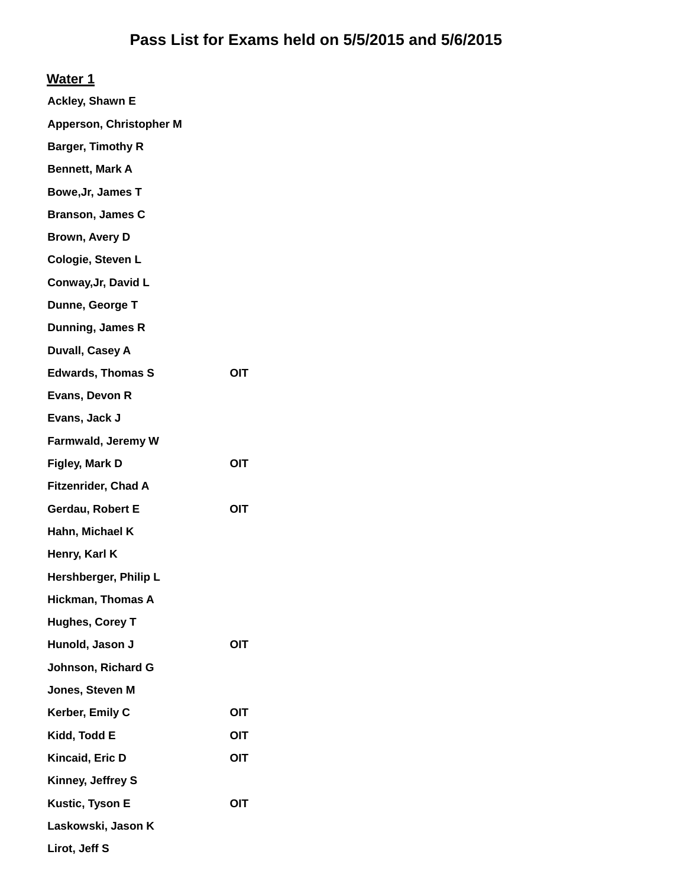# Pass List for Exams held on 5/5/2015 and 5/6/2015

## Water 1

| Name | |
|---|---|
| Ackley, Shawn E | |
| Apperson, Christopher M | |
| Barger, Timothy R | |
| Bennett, Mark A | |
| Bowe,Jr, James T | |
| Branson, James C | |
| Brown, Avery D | |
| Cologie, Steven L | |
| Conway,Jr, David L | |
| Dunne, George T | |
| Dunning, James R | |
| Duvall, Casey A | |
| Edwards, Thomas S | OIT |
| Evans, Devon R | |
| Evans, Jack J | |
| Farmwald, Jeremy W | |
| Figley, Mark D | OIT |
| Fitzenrider, Chad A | |
| Gerdau, Robert E | OIT |
| Hahn, Michael K | |
| Henry, Karl K | |
| Hershberger, Philip L | |
| Hickman, Thomas A | |
| Hughes, Corey T | |
| Hunold, Jason J | OIT |
| Johnson, Richard G | |
| Jones, Steven M | |
| Kerber, Emily C | OIT |
| Kidd, Todd E | OIT |
| Kincaid, Eric D | OIT |
| Kinney, Jeffrey S | |
| Kustic, Tyson E | OIT |
| Laskowski, Jason K | |
| Lirot, Jeff S | |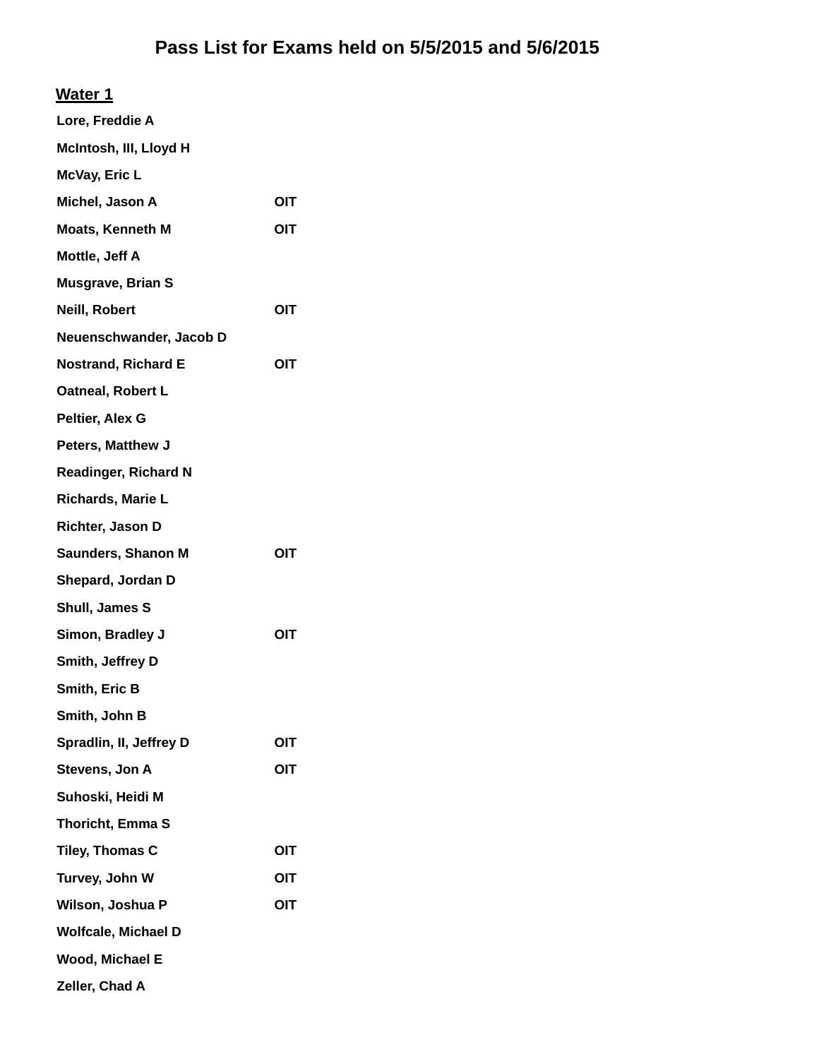# Pass List for Exams held on 5/5/2015 and 5/6/2015

## Water 1

| | |
|---|---|
| Lore, Freddie A | |
| McIntosh, III, Lloyd H | |
| McVay, Eric L | |
| Michel, Jason A | OIT |
| Moats, Kenneth M | OIT |
| Mottle, Jeff A | |
| Musgrave, Brian S | |
| Neill, Robert | OIT |
| Neuenschwander, Jacob D | |
| Nostrand, Richard E | OIT |
| Oatneal, Robert L | |
| Peltier, Alex G | |
| Peters, Matthew J | |
| Readinger, Richard N | |
| Richards, Marie L | |
| Richter, Jason D | |
| Saunders, Shanon M | OIT |
| Shepard, Jordan D | |
| Shull, James S | |
| Simon, Bradley J | OIT |
| Smith, Jeffrey D | |
| Smith, Eric B | |
| Smith, John B | |
| Spradlin, II, Jeffrey D | OIT |
| Stevens, Jon A | OIT |
| Suhoski, Heidi M | |
| Thoricht, Emma S | |
| Tiley, Thomas C | OIT |
| Turvey, John W | OIT |
| Wilson, Joshua P | OIT |
| Wolfcale, Michael D | |
| Wood, Michael E | |
| Zeller, Chad A | |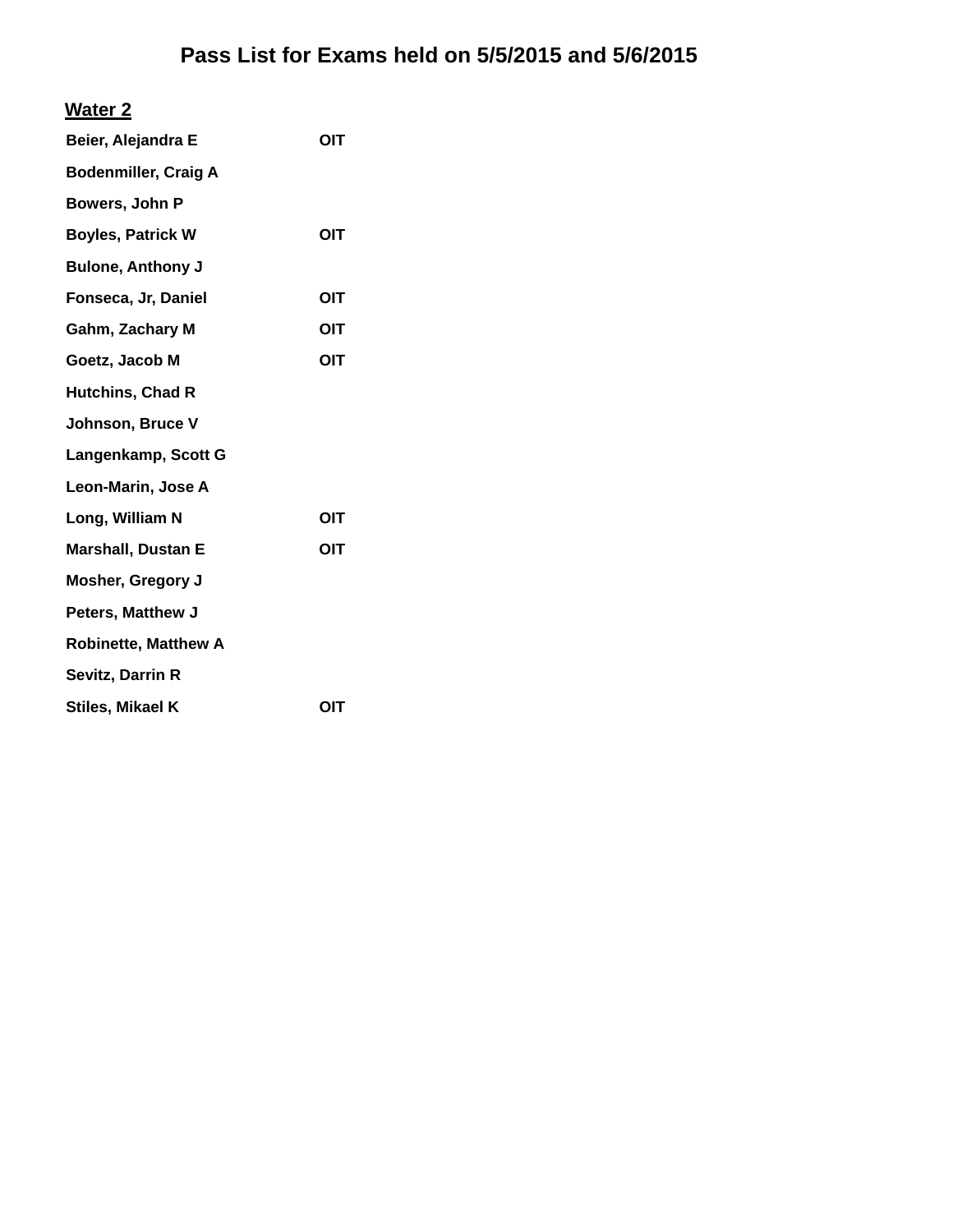# Pass List for Exams held on 5/5/2015 and 5/6/2015

## Water 2

| | |
|---|---|
| Beier, Alejandra E | OIT |
| Bodenmiller, Craig A | |
| Bowers, John P | |
| Boyles, Patrick W | OIT |
| Bulone, Anthony J | |
| Fonseca, Jr, Daniel | OIT |
| Gahm, Zachary M | OIT |
| Goetz, Jacob M | OIT |
| Hutchins, Chad R | |
| Johnson, Bruce V | |
| Langenkamp, Scott G | |
| Leon-Marin, Jose A | |
| Long, William N | OIT |
| Marshall, Dustan E | OIT |
| Mosher, Gregory J | |
| Peters, Matthew J | |
| Robinette, Matthew A | |
| Sevitz, Darrin R | |
| Stiles, Mikael K | OIT |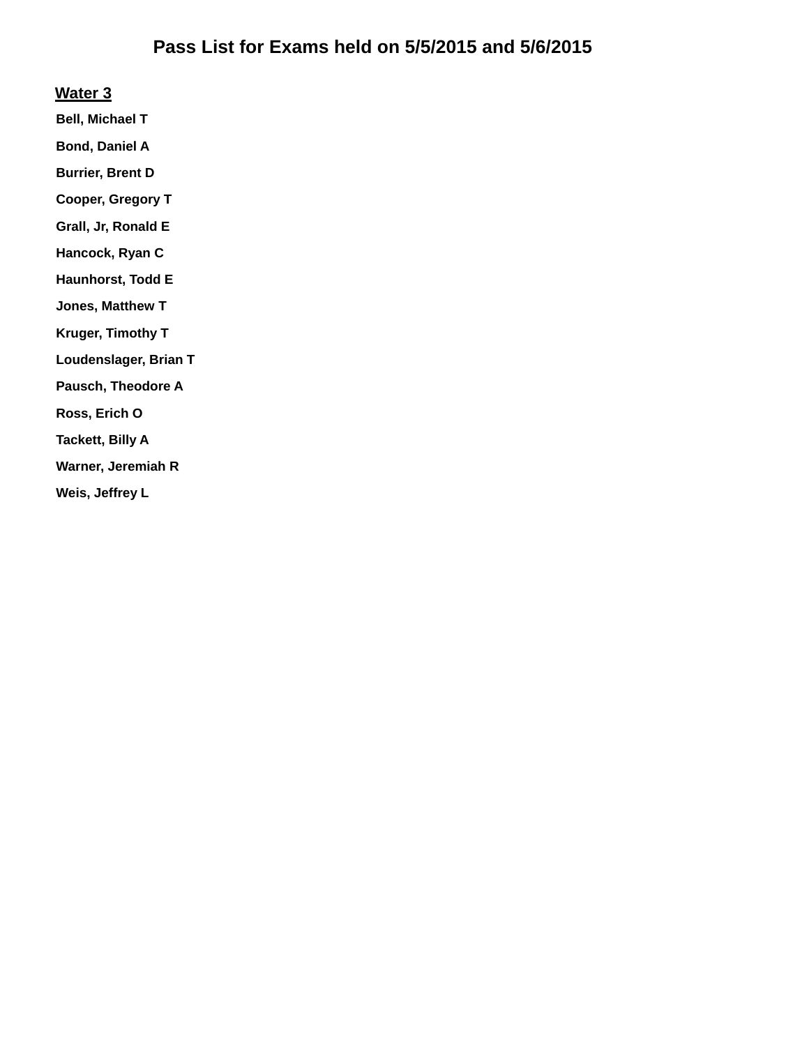# Pass List for Exams held on 5/5/2015 and 5/6/2015

## Water 3

**Bell, Michael T**

**Bond, Daniel A**

**Burrier, Brent D**

**Cooper, Gregory T**

**Grall, Jr, Ronald E**

**Hancock, Ryan C**

**Haunhorst, Todd E**

**Jones, Matthew T**

**Kruger, Timothy T**

**Loudenslager, Brian T**

**Pausch, Theodore A**

**Ross, Erich O**

**Tackett, Billy A**

**Warner, Jeremiah R**

**Weis, Jeffrey L**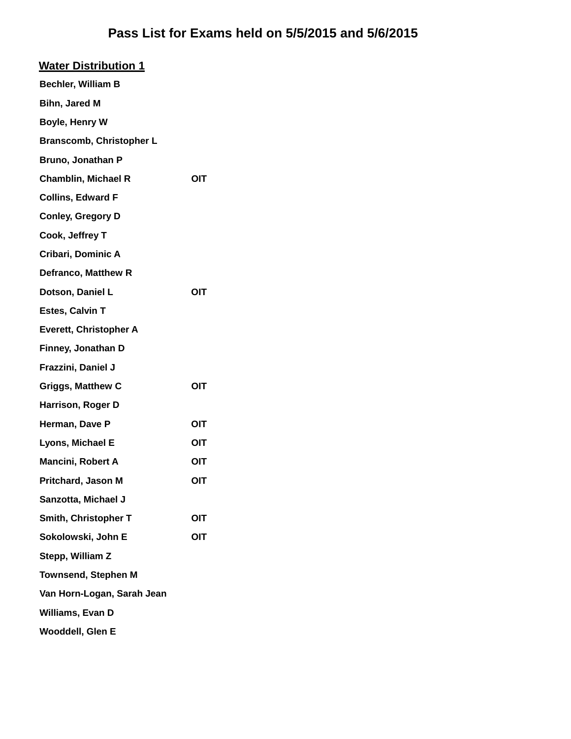# Pass List for Exams held on 5/5/2015 and 5/6/2015

## Water Distribution 1

| Name | |
|---|---|
| Bechler, William B | |
| Bihn, Jared M | |
| Boyle, Henry W | |
| Branscomb, Christopher L | |
| Bruno, Jonathan P | |
| Chamblin, Michael R | OIT |
| Collins, Edward F | |
| Conley, Gregory D | |
| Cook, Jeffrey T | |
| Cribari, Dominic A | |
| Defranco, Matthew R | |
| Dotson, Daniel L | OIT |
| Estes, Calvin T | |
| Everett, Christopher A | |
| Finney, Jonathan D | |
| Frazzini, Daniel J | |
| Griggs, Matthew C | OIT |
| Harrison, Roger D | |
| Herman, Dave P | OIT |
| Lyons, Michael E | OIT |
| Mancini, Robert A | OIT |
| Pritchard, Jason M | OIT |
| Sanzotta, Michael J | |
| Smith, Christopher T | OIT |
| Sokolowski, John E | OIT |
| Stepp, William Z | |
| Townsend, Stephen M | |
| Van Horn-Logan, Sarah Jean | |
| Williams, Evan D | |
| Wooddell, Glen E | |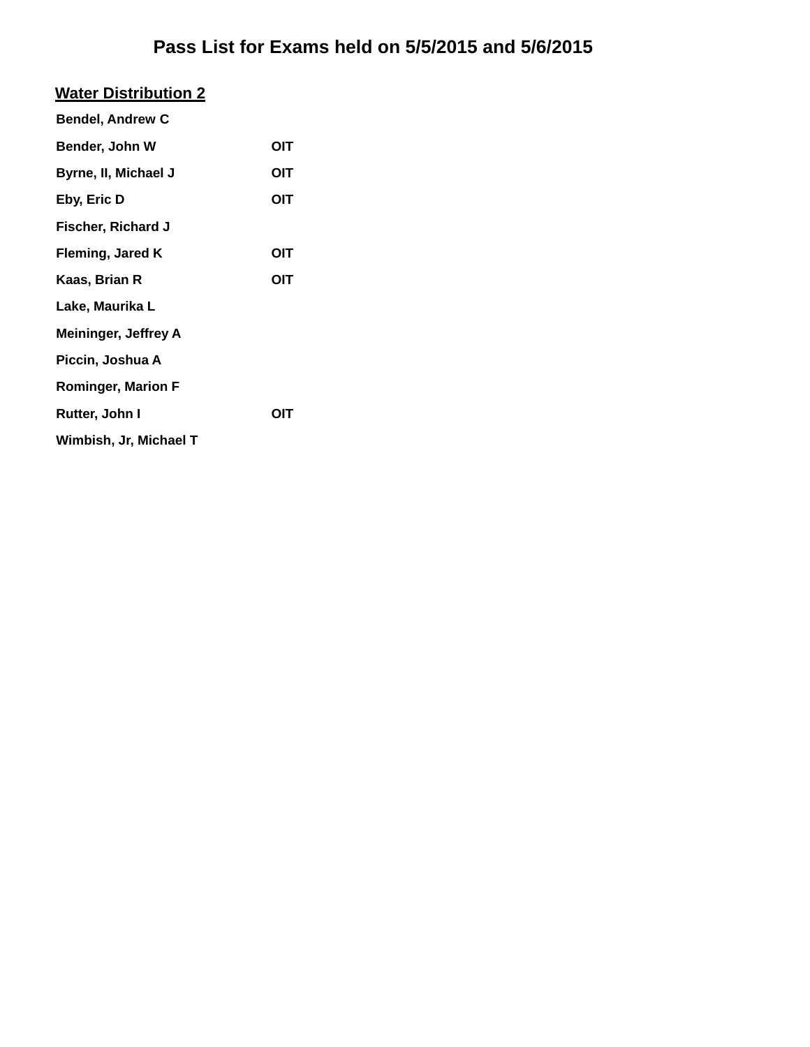# Pass List for Exams held on 5/5/2015 and 5/6/2015

## Water Distribution 2

| | |
|---|---|
| **Bendel, Andrew C** | |
| **Bender, John W** | **OIT** |
| **Byrne, II, Michael J** | **OIT** |
| **Eby, Eric D** | **OIT** |
| **Fischer, Richard J** | |
| **Fleming, Jared K** | **OIT** |
| **Kaas, Brian R** | **OIT** |
| **Lake, Maurika L** | |
| **Meininger, Jeffrey A** | |
| **Piccin, Joshua A** | |
| **Rominger, Marion F** | |
| **Rutter, John I** | **OIT** |
| **Wimbish, Jr, Michael T** | |